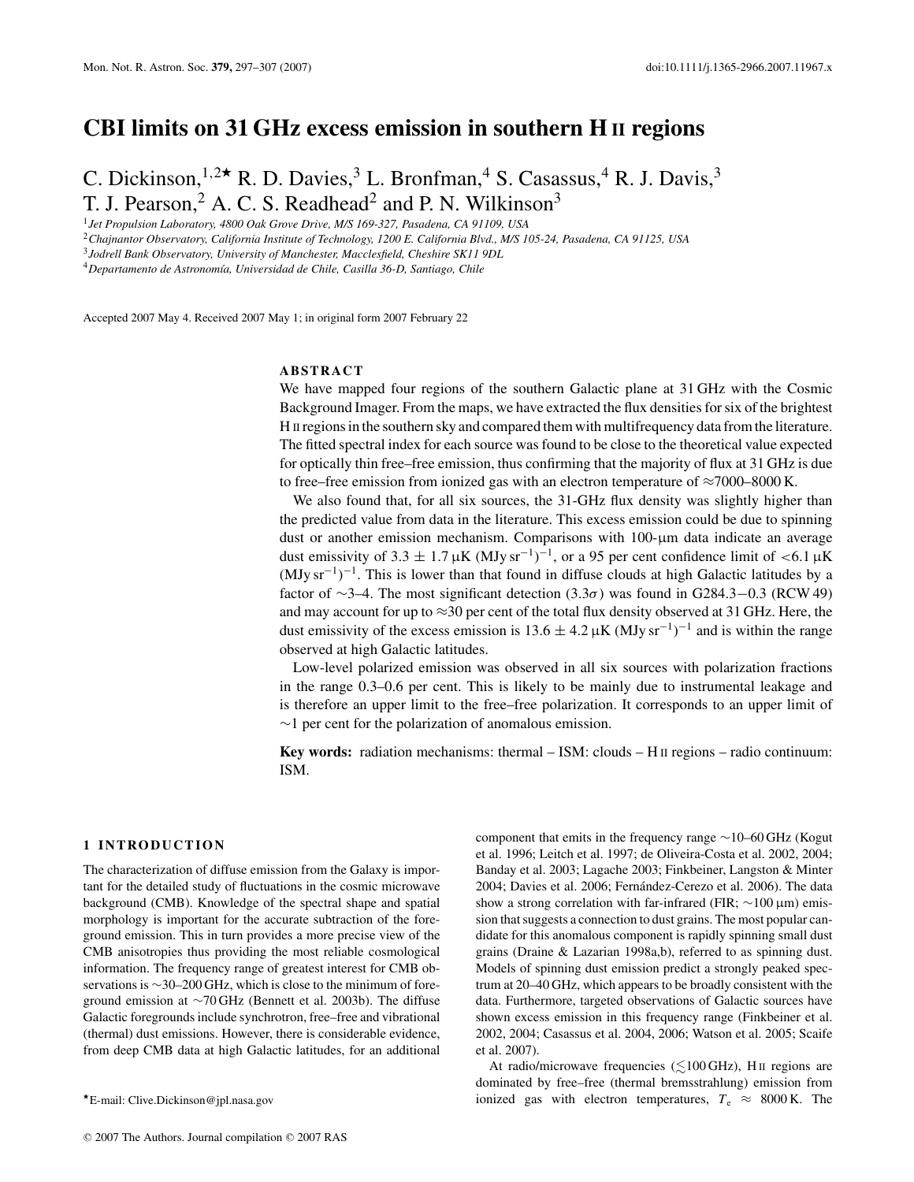# CBI limits on 31 GHz excess emission in southern H II regions

C. Dickinson,[1,2]⋆ R. D. Davies,[3] L. Bronfman,[4] S. Casassus,[4] R. J. Davis,[3] T. J. Pearson,[2] A. C. S. Readhead[2] and P. N. Wilkinson[3]

[1] *Jet Propulsion Laboratory, 4800 Oak Grove Drive, M/S 169-327, Pasadena, CA 91109, USA*
[2] *Chajnantor Observatory, California Institute of Technology, 1200 E. California Blvd., M/S 105-24, Pasadena, CA 91125, USA*
[3] *Jodrell Bank Observatory, University of Manchester, Macclesfield, Cheshire SK11 9DL*
[4] *Departamento de Astronomía, Universidad de Chile, Casilla 36-D, Santiago, Chile*

Accepted 2007 May 4. Received 2007 May 1; in original form 2007 February 22

## ABSTRACT

We have mapped four regions of the southern Galactic plane at 31 GHz with the Cosmic Background Imager. From the maps, we have extracted the flux densities for six of the brightest H II regions in the southern sky and compared them with multifrequency data from the literature. The fitted spectral index for each source was found to be close to the theoretical value expected for optically thin free–free emission, thus confirming that the majority of flux at 31 GHz is due to free–free emission from ionized gas with an electron temperature of ≈7000–8000 K.

We also found that, for all six sources, the 31-GHz flux density was slightly higher than the predicted value from data in the literature. This excess emission could be due to spinning dust or another emission mechanism. Comparisons with 100-μm data indicate an average dust emissivity of $3.3 \pm 1.7\,\mu$K (MJy sr$^{-1}$)$^{-1}$, or a 95 per cent confidence limit of $<6.1\,\mu$K (MJy sr$^{-1}$)$^{-1}$. This is lower than that found in diffuse clouds at high Galactic latitudes by a factor of ∼3–4. The most significant detection (3.3$\sigma$) was found in G284.3−0.3 (RCW 49) and may account for up to ≈30 per cent of the total flux density observed at 31 GHz. Here, the dust emissivity of the excess emission is $13.6 \pm 4.2\,\mu$K (MJy sr$^{-1}$)$^{-1}$ and is within the range observed at high Galactic latitudes.

Low-level polarized emission was observed in all six sources with polarization fractions in the range 0.3–0.6 per cent. This is likely to be mainly due to instrumental leakage and is therefore an upper limit to the free–free polarization. It corresponds to an upper limit of ∼1 per cent for the polarization of anomalous emission.

**Key words:** radiation mechanisms: thermal – ISM: clouds – H II regions – radio continuum: ISM.

## 1 INTRODUCTION

The characterization of diffuse emission from the Galaxy is important for the detailed study of fluctuations in the cosmic microwave background (CMB). Knowledge of the spectral shape and spatial morphology is important for the accurate subtraction of the foreground emission. This in turn provides a more precise view of the CMB anisotropies thus providing the most reliable cosmological information. The frequency range of greatest interest for CMB observations is ∼30–200 GHz, which is close to the minimum of foreground emission at ∼70 GHz (Bennett et al. 2003b). The diffuse Galactic foregrounds include synchrotron, free–free and vibrational (thermal) dust emissions. However, there is considerable evidence, from deep CMB data at high Galactic latitudes, for an additional component that emits in the frequency range ∼10–60 GHz (Kogut et al. 1996; Leitch et al. 1997; de Oliveira-Costa et al. 2002, 2004; Banday et al. 2003; Lagache 2003; Finkbeiner, Langston & Minter 2004; Davies et al. 2006; Fernández-Cerezo et al. 2006). The data show a strong correlation with far-infrared (FIR; ∼100 μm) emission that suggests a connection to dust grains. The most popular candidate for this anomalous component is rapidly spinning small dust grains (Draine & Lazarian 1998a,b), referred to as spinning dust. Models of spinning dust emission predict a strongly peaked spectrum at 20–40 GHz, which appears to be broadly consistent with the data. Furthermore, targeted observations of Galactic sources have shown excess emission in this frequency range (Finkbeiner et al. 2002, 2004; Casassus et al. 2004, 2006; Watson et al. 2005; Scaife et al. 2007).

At radio/microwave frequencies (≲100 GHz), H II regions are dominated by free–free (thermal bremsstrahlung) emission from ionized gas with electron temperatures, $T_e \approx 8000$ K. The

⋆E-mail: Clive.Dickinson@jpl.nasa.gov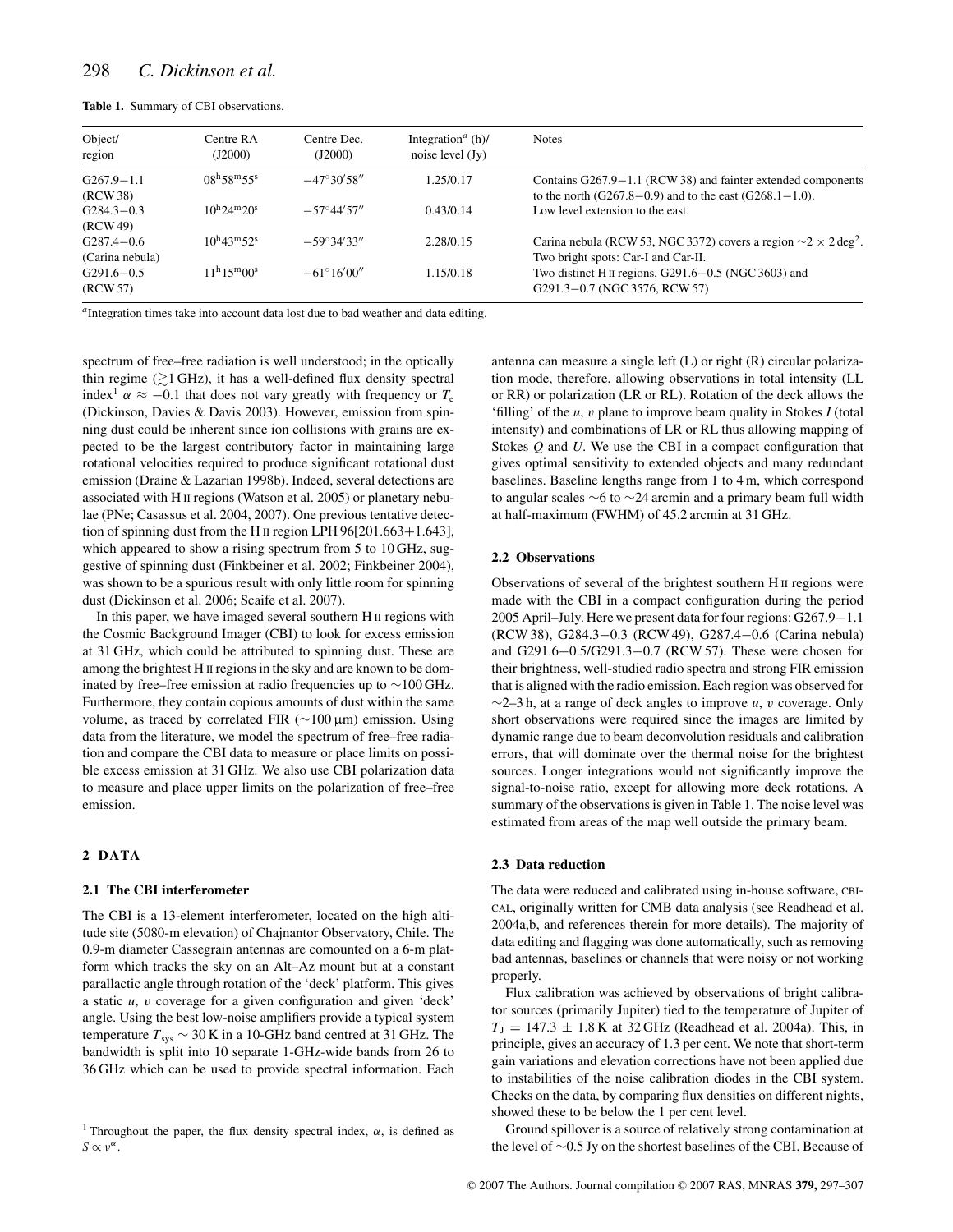**Table 1.** Summary of CBI observations.

| Object/ region | Centre RA (J2000) | Centre Dec. (J2000) | Integration[a] (h)/ noise level (Jy) | Notes |
|---|---|---|---|---|
| G267.9−1.1 (RCW 38) | $08^h58^m55^s$ | $-47°30'58''$ | 1.25/0.17 | Contains G267.9−1.1 (RCW 38) and fainter extended components to the north (G267.8−0.9) and to the east (G268.1−1.0). |
| G284.3−0.3 (RCW 49) | $10^h24^m20^s$ | $-57°44'57''$ | 0.43/0.14 | Low level extension to the east. |
| G287.4−0.6 (Carina nebula) | $10^h43^m52^s$ | $-59°34'33''$ | 2.28/0.15 | Carina nebula (RCW 53, NGC 3372) covers a region $\sim 2 \times 2\,\mathrm{deg}^2$. Two bright spots: Car-I and Car-II. |
| G291.6−0.5 (RCW 57) | $11^h15^m00^s$ | $-61°16'00''$ | 1.15/0.18 | Two distinct H II regions, G291.6−0.5 (NGC 3603) and G291.3−0.7 (NGC 3576, RCW 57) |

[a]Integration times take into account data lost due to bad weather and data editing.

spectrum of free–free radiation is well understood; in the optically thin regime ($\gtrsim$1 GHz), it has a well-defined flux density spectral index[1] $\alpha \approx -0.1$ that does not vary greatly with frequency or $T_e$ (Dickinson, Davies & Davis 2003). However, emission from spinning dust could be inherent since ion collisions with grains are expected to be the largest contributory factor in maintaining large rotational velocities required to produce significant rotational dust emission (Draine & Lazarian 1998b). Indeed, several detections are associated with H II regions (Watson et al. 2005) or planetary nebulae (PNe; Casassus et al. 2004, 2007). One previous tentative detection of spinning dust from the H II region LPH 96[201.663+1.643], which appeared to show a rising spectrum from 5 to 10 GHz, suggestive of spinning dust (Finkbeiner et al. 2002; Finkbeiner 2004), was shown to be a spurious result with only little room for spinning dust (Dickinson et al. 2006; Scaife et al. 2007).

In this paper, we have imaged several southern H II regions with the Cosmic Background Imager (CBI) to look for excess emission at 31 GHz, which could be attributed to spinning dust. These are among the brightest H II regions in the sky and are known to be dominated by free–free emission at radio frequencies up to ∼100 GHz. Furthermore, they contain copious amounts of dust within the same volume, as traced by correlated FIR (∼100 μm) emission. Using data from the literature, we model the spectrum of free–free radiation and compare the CBI data to measure or place limits on possible excess emission at 31 GHz. We also use CBI polarization data to measure and place upper limits on the polarization of free–free emission.

## 2 DATA

### 2.1 The CBI interferometer

The CBI is a 13-element interferometer, located on the high altitude site (5080-m elevation) of Chajnantor Observatory, Chile. The 0.9-m diameter Cassegrain antennas are comounted on a 6-m platform which tracks the sky on an Alt–Az mount but at a constant parallactic angle through rotation of the 'deck' platform. This gives a static $u$, $v$ coverage for a given configuration and given 'deck' angle. Using the best low-noise amplifiers provide a typical system temperature $T_{sys} \sim 30$ K in a 10-GHz band centred at 31 GHz. The bandwidth is split into 10 separate 1-GHz-wide bands from 26 to 36 GHz which can be used to provide spectral information. Each antenna can measure a single left (L) or right (R) circular polarization mode, therefore, allowing observations in total intensity (LL or RR) or polarization (LR or RL). Rotation of the deck allows the 'filling' of the $u$, $v$ plane to improve beam quality in Stokes $I$ (total intensity) and combinations of LR or RL thus allowing mapping of Stokes $Q$ and $U$. We use the CBI in a compact configuration that gives optimal sensitivity to extended objects and many redundant baselines. Baseline lengths range from 1 to 4 m, which correspond to angular scales ∼6 to ∼24 arcmin and a primary beam full width at half-maximum (FWHM) of 45.2 arcmin at 31 GHz.

[1] Throughout the paper, the flux density spectral index, $\alpha$, is defined as $S \propto \nu^{\alpha}$.

### 2.2 Observations

Observations of several of the brightest southern H II regions were made with the CBI in a compact configuration during the period 2005 April–July. Here we present data for four regions: G267.9−1.1 (RCW 38), G284.3−0.3 (RCW 49), G287.4−0.6 (Carina nebula) and G291.6−0.5/G291.3−0.7 (RCW 57). These were chosen for their brightness, well-studied radio spectra and strong FIR emission that is aligned with the radio emission. Each region was observed for ∼2–3 h, at a range of deck angles to improve $u$, $v$ coverage. Only short observations were required since the images are limited by dynamic range due to beam deconvolution residuals and calibration errors, that will dominate over the thermal noise for the brightest sources. Longer integrations would not significantly improve the signal-to-noise ratio, except for allowing more deck rotations. A summary of the observations is given in Table 1. The noise level was estimated from areas of the map well outside the primary beam.

### 2.3 Data reduction

The data were reduced and calibrated using in-house software, CBICAL, originally written for CMB data analysis (see Readhead et al. 2004a,b, and references therein for more details). The majority of data editing and flagging was done automatically, such as removing bad antennas, baselines or channels that were noisy or not working properly.

Flux calibration was achieved by observations of bright calibrator sources (primarily Jupiter) tied to the temperature of Jupiter of $T_J = 147.3 \pm 1.8$ K at 32 GHz (Readhead et al. 2004a). This, in principle, gives an accuracy of 1.3 per cent. We note that short-term gain variations and elevation corrections have not been applied due to instabilities of the noise calibration diodes in the CBI system. Checks on the data, by comparing flux densities on different nights, showed these to be below the 1 per cent level.

Ground spillover is a source of relatively strong contamination at the level of ∼0.5 Jy on the shortest baselines of the CBI. Because of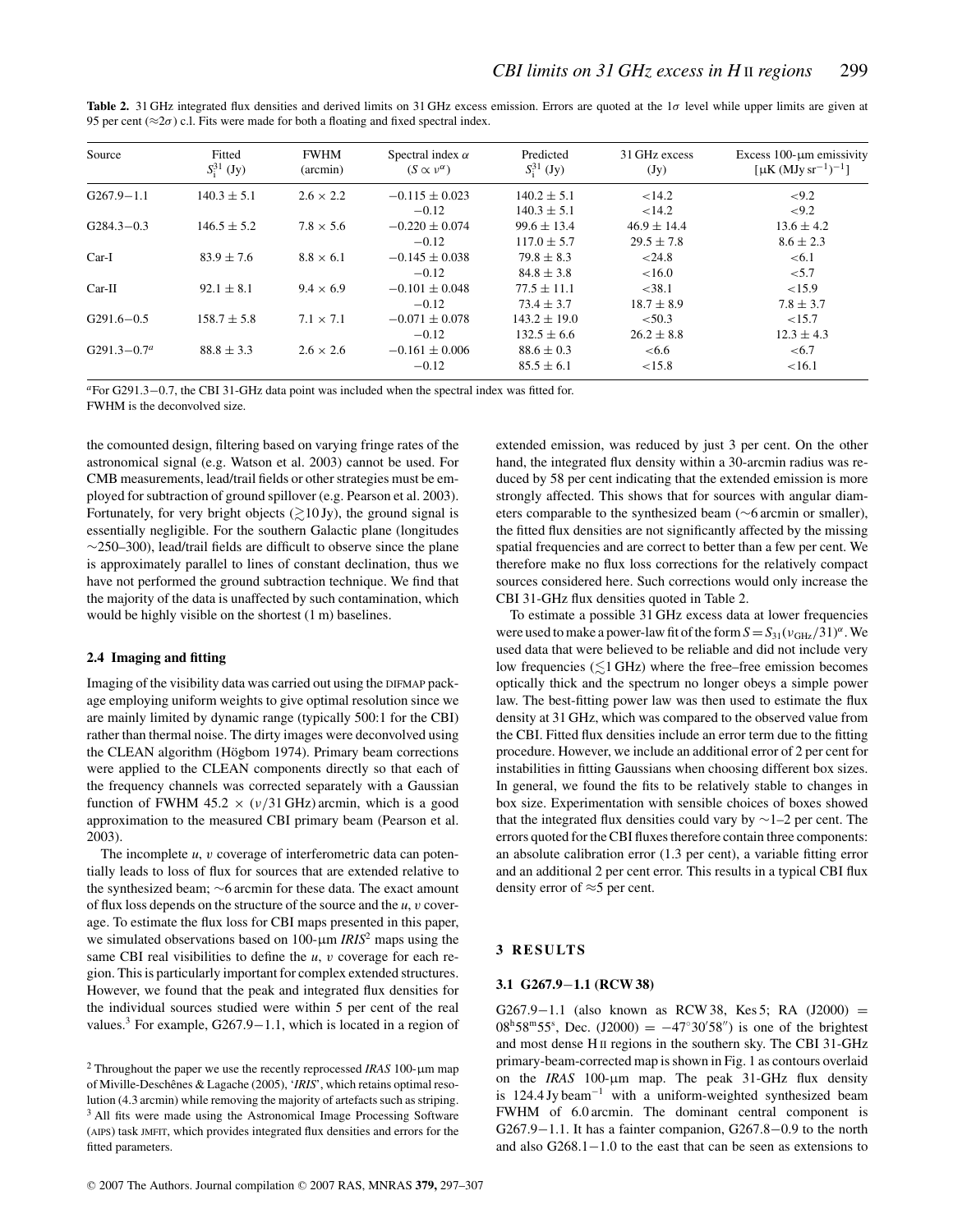**Table 2.** 31 GHz integrated flux densities and derived limits on 31 GHz excess emission. Errors are quoted at the $1\sigma$ level while upper limits are given at 95 per cent ($\approx 2\sigma$) c.l. Fits were made for both a floating and fixed spectral index.

| Source | Fitted $S_i^{31}$ (Jy) | FWHM (arcmin) | Spectral index $\alpha$ ($S \propto \nu^{\alpha}$) | Predicted $S_i^{31}$ (Jy) | 31 GHz excess (Jy) | Excess 100-μm emissivity [μK (MJy sr$^{-1}$)$^{-1}$] |
|---|---|---|---|---|---|---|
| G267.9−1.1 | $140.3 \pm 5.1$ | $2.6 \times 2.2$ | $-0.115 \pm 0.023$ | $140.2 \pm 5.1$ | $<14.2$ | $<9.2$ |
| | | | $-0.12$ | $140.3 \pm 5.1$ | $<14.2$ | $<9.2$ |
| G284.3−0.3 | $146.5 \pm 5.2$ | $7.8 \times 5.6$ | $-0.220 \pm 0.074$ | $99.6 \pm 13.4$ | $46.9 \pm 14.4$ | $13.6 \pm 4.2$ |
| | | | $-0.12$ | $117.0 \pm 5.7$ | $29.5 \pm 7.8$ | $8.6 \pm 2.3$ |
| Car-I | $83.9 \pm 7.6$ | $8.8 \times 6.1$ | $-0.145 \pm 0.038$ | $79.8 \pm 8.3$ | $<24.8$ | $<6.1$ |
| | | | $-0.12$ | $84.8 \pm 3.8$ | $<16.0$ | $<5.7$ |
| Car-II | $92.1 \pm 8.1$ | $9.4 \times 6.9$ | $-0.101 \pm 0.048$ | $77.5 \pm 11.1$ | $<38.1$ | $<15.9$ |
| | | | $-0.12$ | $73.4 \pm 3.7$ | $18.7 \pm 8.9$ | $7.8 \pm 3.7$ |
| G291.6−0.5 | $158.7 \pm 5.8$ | $7.1 \times 7.1$ | $-0.071 \pm 0.078$ | $143.2 \pm 19.0$ | $<50.3$ | $<15.7$ |
| | | | $-0.12$ | $132.5 \pm 6.6$ | $26.2 \pm 8.8$ | $12.3 \pm 4.3$ |
| G291.3−0.7[a] | $88.8 \pm 3.3$ | $2.6 \times 2.6$ | $-0.161 \pm 0.006$ | $88.6 \pm 0.3$ | $<6.6$ | $<6.7$ |
| | | | $-0.12$ | $85.5 \pm 6.1$ | $<15.8$ | $<16.1$ |

[a]For G291.3−0.7, the CBI 31-GHz data point was included when the spectral index was fitted for.
FWHM is the deconvolved size.

the comounted design, filtering based on varying fringe rates of the astronomical signal (e.g. Watson et al. 2003) cannot be used. For CMB measurements, lead/trail fields or other strategies must be employed for subtraction of ground spillover (e.g. Pearson et al. 2003). Fortunately, for very bright objects ($\gtrsim 10$ Jy), the ground signal is essentially negligible. For the southern Galactic plane (longitudes $\sim$250–300), lead/trail fields are difficult to observe since the plane is approximately parallel to lines of constant declination, thus we have not performed the ground subtraction technique. We find that the majority of the data is unaffected by such contamination, which would be highly visible on the shortest (1 m) baselines.

### 2.4 Imaging and fitting

Imaging of the visibility data was carried out using the DIFMAP package employing uniform weights to give optimal resolution since we are mainly limited by dynamic range (typically 500:1 for the CBI) rather than thermal noise. The dirty images were deconvolved using the CLEAN algorithm (Högbom 1974). Primary beam corrections were applied to the CLEAN components directly so that each of the frequency channels was corrected separately with a Gaussian function of FWHM $45.2 \times (\nu/31\,\mathrm{GHz})$ arcmin, which is a good approximation to the measured CBI primary beam (Pearson et al. 2003).

The incomplete $u$, $v$ coverage of interferometric data can potentially leads to loss of flux for sources that are extended relative to the synthesized beam; $\sim$6 arcmin for these data. The exact amount of flux loss depends on the structure of the source and the $u$, $v$ coverage. To estimate the flux loss for CBI maps presented in this paper, we simulated observations based on 100-μm *IRIS*[2] maps using the same CBI real visibilities to define the $u$, $v$ coverage for each region. This is particularly important for complex extended structures. However, we found that the peak and integrated flux densities for the individual sources studied were within 5 per cent of the real values.[3] For example, G267.9−1.1, which is located in a region of extended emission, was reduced by just 3 per cent. On the other hand, the integrated flux density within a 30-arcmin radius was reduced by 58 per cent indicating that the extended emission is more strongly affected. This shows that for sources with angular diameters comparable to the synthesized beam ($\sim$6 arcmin or smaller), the fitted flux densities are not significantly affected by the missing spatial frequencies and are correct to better than a few per cent. We therefore make no flux loss corrections for the relatively compact sources considered here. Such corrections would only increase the CBI 31-GHz flux densities quoted in Table 2.

To estimate a possible 31 GHz excess data at lower frequencies were used to make a power-law fit of the form $S = S_{31}(\nu_{\mathrm{GHz}}/31)^{\alpha}$. We used data that were believed to be reliable and did not include very low frequencies ($\lesssim 1$ GHz) where the free–free emission becomes optically thick and the spectrum no longer obeys a simple power law. The best-fitting power law was then used to estimate the flux density at 31 GHz, which was compared to the observed value from the CBI. Fitted flux densities include an error term due to the fitting procedure. However, we include an additional error of 2 per cent for instabilities in fitting Gaussians when choosing different box sizes. In general, we found the fits to be relatively stable to changes in box size. Experimentation with sensible choices of boxes showed that the integrated flux densities could vary by $\sim$1–2 per cent. The errors quoted for the CBI fluxes therefore contain three components: an absolute calibration error (1.3 per cent), a variable fitting error and an additional 2 per cent error. This results in a typical CBI flux density error of $\approx$5 per cent.

## 3 RESULTS

### 3.1 G267.9−1.1 (RCW 38)

G267.9−1.1 (also known as RCW 38, Kes 5; RA (J2000) = $08^{\mathrm{h}}58^{\mathrm{m}}55^{\mathrm{s}}$, Dec. (J2000) = $-47°30'58''$) is one of the brightest and most dense H II regions in the southern sky. The CBI 31-GHz primary-beam-corrected map is shown in Fig. 1 as contours overlaid on the *IRAS* 100-μm map. The peak 31-GHz flux density is 124.4 Jy beam$^{-1}$ with a uniform-weighted synthesized beam FWHM of 6.0 arcmin. The dominant central component is G267.9−1.1. It has a fainter companion, G267.8−0.9 to the north and also G268.1−1.0 to the east that can be seen as extensions to

[2] Throughout the paper we use the recently reprocessed *IRAS* 100-μm map of Miville-Deschênes & Lagache (2005), '*IRIS*', which retains optimal resolution (4.3 arcmin) while removing the majority of artefacts such as striping.

[3] All fits were made using the Astronomical Image Processing Software (AIPS) task JMFIT, which provides integrated flux densities and errors for the fitted parameters.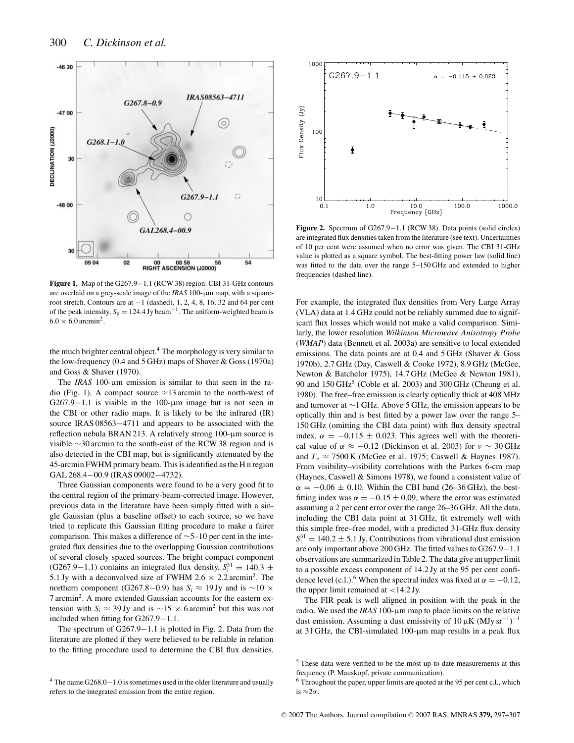**Figure 1.** Map of the G267.9−1.1 (RCW 38) region. CBI 31-GHz contours are overlaid on a grey-scale image of the *IRAS* 100-μm map, with a square-root stretch. Contours are at −1 (dashed), 1, 2, 4, 8, 16, 32 and 64 per cent of the peak intensity, $S_p = 124.4$ Jy beam$^{-1}$. The uniform-weighted beam is $6.0 \times 6.0$ arcmin$^2$.

the much brighter central object.[4] The morphology is very similar to the low-frequency (0.4 and 5 GHz) maps of Shaver & Goss (1970a) and Goss & Shaver (1970).

The *IRAS* 100-μm emission is similar to that seen in the radio (Fig. 1). A compact source ≈13 arcmin to the north-west of G267.9−1.1 is visible in the 100-μm image but is not seen in the CBI or other radio maps. It is likely to be the infrared (IR) source IRAS 08563−4711 and appears to be associated with the reflection nebula BRAN 213. A relatively strong 100-μm source is visible ∼30 arcmin to the south-east of the RCW 38 region and is also detected in the CBI map, but is significantly attenuated by the 45-arcmin FWHM primary beam. This is identified as the H II region GAL 268.4−00.9 (IRAS 09002−4732).

Three Gaussian components were found to be a very good fit to the central region of the primary-beam-corrected image. However, previous data in the literature have been simply fitted with a single Gaussian (plus a baseline offset) to each source, so we have tried to replicate this Gaussian fitting procedure to make a fairer comparison. This makes a difference of ∼5–10 per cent in the integrated flux densities due to the overlapping Gaussian contributions of several closely spaced sources. The bright compact component (G267.9−1.1) contains an integrated flux density, $S_i^{31} = 140.3 \pm 5.1$ Jy with a deconvolved size of FWHM $2.6 \times 2.2$ arcmin$^2$. The northern component (G267.8−0.9) has $S_i \approx 19$ Jy and is $\sim 10 \times 7$ arcmin$^2$. A more extended Gaussian accounts for the eastern extension with $S_i \approx 39$ Jy and is $\sim 15 \times 6$ arcmin$^2$ but this was not included when fitting for G267.9−1.1.

The spectrum of G267.9−1.1 is plotted in Fig. 2. Data from the literature are plotted if they were believed to be reliable in relation to the fitting procedure used to determine the CBI flux densities.

**Figure 2.** Spectrum of G267.9−1.1 (RCW 38). Data points (solid circles) are integrated flux densities taken from the literature (see text). Uncertainties of 10 per cent were assumed when no error was given. The CBI 31-GHz value is plotted as a square symbol. The best-fitting power law (solid line) was fitted to the data over the range 5–150 GHz and extended to higher frequencies (dashed line).

For example, the integrated flux densities from Very Large Array (VLA) data at 1.4 GHz could not be reliably summed due to significant flux losses which would not make a valid comparison. Similarly, the lower resolution *Wilkinson Microwave Anisotropy Probe* (*WMAP*) data (Bennett et al. 2003a) are sensitive to local extended emissions. The data points are at 0.4 and 5 GHz (Shaver & Goss 1970b), 2.7 GHz (Day, Caswell & Cooke 1972), 8.9 GHz (McGee, Newton & Batchelor 1975), 14.7 GHz (McGee & Newton 1981), 90 and 150 GHz[5] (Coble et al. 2003) and 300 GHz (Cheung et al. 1980). The free–free emission is clearly optically thick at 408 MHz and turnover at ∼1 GHz. Above 5 GHz, the emission appears to be optically thin and is best fitted by a power law over the range 5–150 GHz (omitting the CBI data point) with flux density spectral index, $\alpha = -0.115 \pm 0.023$. This agrees well with the theoretical value of $\alpha \approx -0.12$ (Dickinson et al. 2003) for $\nu \sim 30$ GHz and $T_e \approx 7500$ K (McGee et al. 1975; Caswell & Haynes 1987). From visibility–visibility correlations with the Parkes 6-cm map (Haynes, Caswell & Simons 1978), we found a consistent value of $\alpha = -0.06 \pm 0.10$. Within the CBI band (26–36 GHz), the best-fitting index was $\alpha = -0.15 \pm 0.09$, where the error was estimated assuming a 2 per cent error over the range 26–36 GHz. All the data, including the CBI data point at 31 GHz, fit extremely well with this simple free–free model, with a predicted 31-GHz flux density $S_i^{31} = 140.2 \pm 5.1$ Jy. Contributions from vibrational dust emission are only important above 200 GHz. The fitted values to G267.9−1.1 observations are summarized in Table 2. The data give an upper limit to a possible excess component of 14.2 Jy at the 95 per cent confidence level (c.l.).[6] When the spectral index was fixed at $\alpha = -0.12$, the upper limit remained at <14.2 Jy.

The FIR peak is well aligned in position with the peak in the radio. We used the *IRAS* 100-μm map to place limits on the relative dust emission. Assuming a dust emissivity of 10 μK (MJy sr$^{-1}$)$^{-1}$ at 31 GHz, the CBI-simulated 100-μm map results in a peak flux

[4] The name G268.0−1.0 is sometimes used in the older literature and usually refers to the integrated emission from the entire region.

[5] These data were verified to be the most up-to-date measurements at this frequency (P. Mauskopf, private communication).

[6] Throughout the paper, upper limits are quoted at the 95 per cent c.l., which is ≈2σ.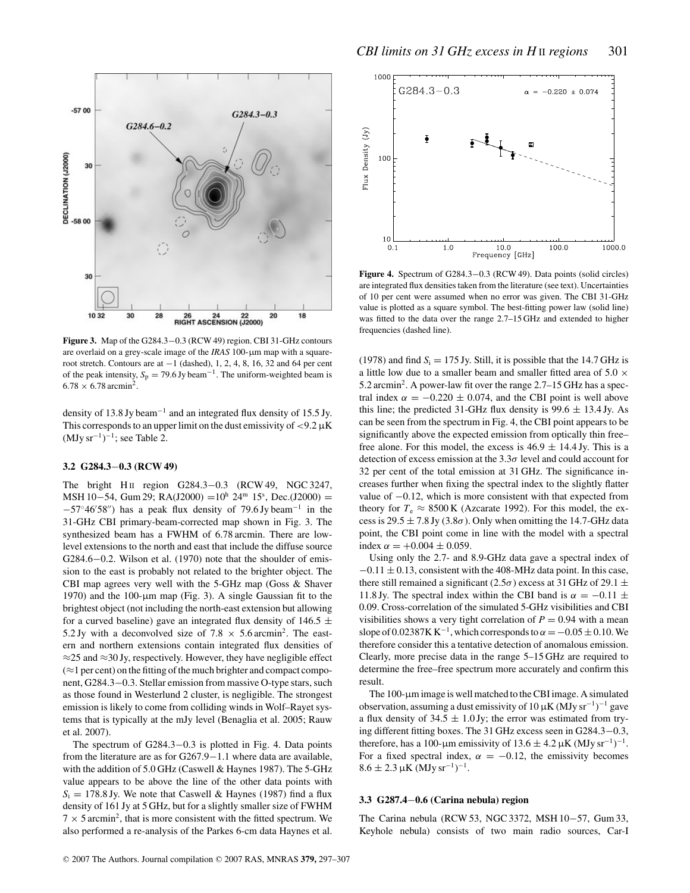**Figure 3.** Map of the G284.3−0.3 (RCW 49) region. CBI 31-GHz contours are overlaid on a grey-scale image of the *IRAS* 100-μm map with a square-root stretch. Contours are at −1 (dashed), 1, 2, 4, 8, 16, 32 and 64 per cent of the peak intensity, $S_\mathrm{p} = 79.6\,\mathrm{Jy\,beam^{-1}}$. The uniform-weighted beam is $6.78 \times 6.78\,\mathrm{arcmin^2}$.

density of 13.8 Jy beam$^{-1}$ and an integrated flux density of 15.5 Jy. This corresponds to an upper limit on the dust emissivity of $<9.2\,\mu\mathrm{K}\,(\mathrm{MJy\,sr^{-1}})^{-1}$; see Table 2.

### 3.2 G284.3−0.3 (RCW 49)

The bright H II region G284.3−0.3 (RCW 49, NGC 3247, MSH 10−54, Gum 29; RA(J2000) $= 10^\mathrm{h}\,24^\mathrm{m}\,15^\mathrm{s}$, Dec.(J2000) $= -57^\circ 46' 58''$) has a peak flux density of 79.6 Jy beam$^{-1}$ in the 31-GHz CBI primary-beam-corrected map shown in Fig. 3. The synthesized beam has a FWHM of 6.78 arcmin. There are low-level extensions to the north and east that include the diffuse source G284.6−0.2. Wilson et al. (1970) note that the shoulder of emission to the east is probably not related to the brighter object. The CBI map agrees very well with the 5-GHz map (Goss & Shaver 1970) and the 100-μm map (Fig. 3). A single Gaussian fit to the brightest object (not including the north-east extension but allowing for a curved baseline) gave an integrated flux density of $146.5 \pm 5.2$ Jy with a deconvolved size of $7.8 \times 5.6\,\mathrm{arcmin^2}$. The eastern and northern extensions contain integrated flux densities of ≈25 and ≈30 Jy, respectively. However, they have negligible effect (≈1 per cent) on the fitting of the much brighter and compact component, G284.3−0.3. Stellar emission from massive O-type stars, such as those found in Westerlund 2 cluster, is negligible. The strongest emission is likely to come from colliding winds in Wolf–Rayet systems that is typically at the mJy level (Benaglia et al. 2005; Rauw et al. 2007).

The spectrum of G284.3−0.3 is plotted in Fig. 4. Data points from the literature are for G267.9−1.1 where data are available, with the addition of 5.0 GHz (Caswell & Haynes 1987). The 5-GHz value appears to be above the line of the other data points with $S_\mathrm{i} = 178.8$ Jy. We note that Caswell & Haynes (1987) find a flux density of 161 Jy at 5 GHz, but for a slightly smaller size of FWHM $7 \times 5\,\mathrm{arcmin^2}$, that is more consistent with the fitted spectrum. We also performed a re-analysis of the Parkes 6-cm data Haynes et al. (1978) and find $S_\mathrm{i} = 175$ Jy. Still, it is possible that the 14.7 GHz is a little low due to a smaller beam and smaller fitted area of $5.0 \times 5.2\,\mathrm{arcmin^2}$. A power-law fit over the range 2.7–15 GHz has a spectral index $\alpha = -0.220 \pm 0.074$, and the CBI point is well above this line; the predicted 31-GHz flux density is $99.6 \pm 13.4$ Jy. As can be seen from the spectrum in Fig. 4, the CBI point appears to be significantly above the expected emission from optically thin free–free alone. For this model, the excess is $46.9 \pm 14.4$ Jy. This is a detection of excess emission at the $3.3\sigma$ level and could account for 32 per cent of the total emission at 31 GHz. The significance increases further when fixing the spectral index to the slightly flatter value of −0.12, which is more consistent with that expected from theory for $T_\mathrm{e} \approx 8500$ K (Azcarate 1992). For this model, the excess is $29.5 \pm 7.8$ Jy ($3.8\sigma$). Only when omitting the 14.7-GHz data point, the CBI point come in line with the model with a spectral index $\alpha = +0.004 \pm 0.059$.

**Figure 4.** Spectrum of G284.3−0.3 (RCW 49). Data points (solid circles) are integrated flux densities taken from the literature (see text). Uncertainties of 10 per cent were assumed when no error was given. The CBI 31-GHz value is plotted as a square symbol. The best-fitting power law (solid line) was fitted to the data over the range 2.7–15 GHz and extended to higher frequencies (dashed line).

Using only the 2.7- and 8.9-GHz data gave a spectral index of $-0.11 \pm 0.13$, consistent with the 408-MHz data point. In this case, there still remained a significant ($2.5\sigma$) excess at 31 GHz of $29.1 \pm 11.8$ Jy. The spectral index within the CBI band is $\alpha = -0.11 \pm 0.09$. Cross-correlation of the simulated 5-GHz visibilities and CBI visibilities shows a very tight correlation of $P = 0.94$ with a mean slope of 0.02387K K$^{-1}$, which corresponds to $\alpha = -0.05 \pm 0.10$. We therefore consider this a tentative detection of anomalous emission. Clearly, more precise data in the range 5–15 GHz are required to determine the free–free spectrum more accurately and confirm this result.

The 100-μm image is well matched to the CBI image. A simulated observation, assuming a dust emissivity of $10\,\mu\mathrm{K}\,(\mathrm{MJy\,sr^{-1}})^{-1}$ gave a flux density of $34.5 \pm 1.0$ Jy; the error was estimated from trying different fitting boxes. The 31 GHz excess seen in G284.3−0.3, therefore, has a 100-μm emissivity of $13.6 \pm 4.2\,\mu\mathrm{K}\,(\mathrm{MJy\,sr^{-1}})^{-1}$. For a fixed spectral index, $\alpha = -0.12$, the emissivity becomes $8.6 \pm 2.3\,\mu\mathrm{K}\,(\mathrm{MJy\,sr^{-1}})^{-1}$.

### 3.3 G287.4−0.6 (Carina nebula) region

The Carina nebula (RCW 53, NGC 3372, MSH 10−57, Gum 33, Keyhole nebula) consists of two main radio sources, Car-I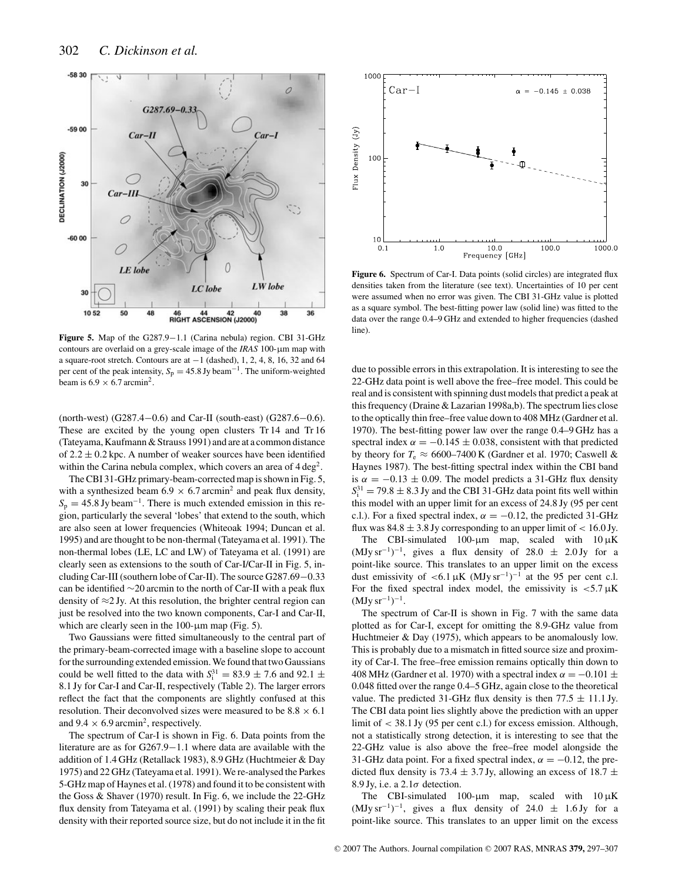**Figure 5.** Map of the G287.9−1.1 (Carina nebula) region. CBI 31-GHz contours are overlaid on a grey-scale image of the *IRAS* 100-μm map with a square-root stretch. Contours are at −1 (dashed), 1, 2, 4, 8, 16, 32 and 64 per cent of the peak intensity, $S_p = 45.8$ Jy beam$^{-1}$. The uniform-weighted beam is $6.9 \times 6.7$ arcmin$^2$.

**Figure 6.** Spectrum of Car-I. Data points (solid circles) are integrated flux densities taken from the literature (see text). Uncertainties of 10 per cent were assumed when no error was given. The CBI 31-GHz value is plotted as a square symbol. The best-fitting power law (solid line) was fitted to the data over the range 0.4–9 GHz and extended to higher frequencies (dashed line).

(north-west) (G287.4−0.6) and Car-II (south-east) (G287.6−0.6). These are excited by the young open clusters Tr 14 and Tr 16 (Tateyama, Kaufmann & Strauss 1991) and are at a common distance of $2.2 \pm 0.2$ kpc. A number of weaker sources have been identified within the Carina nebula complex, which covers an area of 4 deg$^2$.

The CBI 31-GHz primary-beam-corrected map is shown in Fig. 5, with a synthesized beam $6.9 \times 6.7$ arcmin$^2$ and peak flux density, $S_p = 45.8$ Jy beam$^{-1}$. There is much extended emission in this region, particularly the several 'lobes' that extend to the south, which are also seen at lower frequencies (Whiteoak 1994; Duncan et al. 1995) and are thought to be non-thermal (Tateyama et al. 1991). The non-thermal lobes (LE, LC and LW) of Tateyama et al. (1991) are clearly seen as extensions to the south of Car-I/Car-II in Fig. 5, including Car-III (southern lobe of Car-II). The source G287.69−0.33 can be identified ∼20 arcmin to the north of Car-II with a peak flux density of ≈2 Jy. At this resolution, the brighter central region can just be resolved into the two known components, Car-I and Car-II, which are clearly seen in the 100-μm map (Fig. 5).

Two Gaussians were fitted simultaneously to the central part of the primary-beam-corrected image with a baseline slope to account for the surrounding extended emission. We found that two Gaussians could be well fitted to the data with $S_i^{31} = 83.9 \pm 7.6$ and $92.1 \pm 8.1$ Jy for Car-I and Car-II, respectively (Table 2). The larger errors reflect the fact that the components are slightly confused at this resolution. Their deconvolved sizes were measured to be $8.8 \times 6.1$ and $9.4 \times 6.9$ arcmin$^2$, respectively.

The spectrum of Car-I is shown in Fig. 6. Data points from the literature are as for G267.9−1.1 where data are available with the addition of 1.4 GHz (Retallack 1983), 8.9 GHz (Huchtmeier & Day 1975) and 22 GHz (Tateyama et al. 1991). We re-analysed the Parkes 5-GHz map of Haynes et al. (1978) and found it to be consistent with the Goss & Shaver (1970) result. In Fig. 6, we include the 22-GHz flux density from Tateyama et al. (1991) by scaling their peak flux density with their reported source size, but do not include it in the fit due to possible errors in this extrapolation. It is interesting to see the 22-GHz data point is well above the free–free model. This could be real and is consistent with spinning dust models that predict a peak at this frequency (Draine & Lazarian 1998a,b). The spectrum lies close to the optically thin free–free value down to 408 MHz (Gardner et al. 1970). The best-fitting power law over the range 0.4–9 GHz has a spectral index $\alpha = -0.145 \pm 0.038$, consistent with that predicted by theory for $T_e \approx 6600$–$7400$ K (Gardner et al. 1970; Caswell & Haynes 1987). The best-fitting spectral index within the CBI band is $\alpha = -0.13 \pm 0.09$. The model predicts a 31-GHz flux density $S_i^{31} = 79.8 \pm 8.3$ Jy and the CBI 31-GHz data point fits well within this model with an upper limit for an excess of 24.8 Jy (95 per cent c.l.). For a fixed spectral index, $\alpha = -0.12$, the predicted 31-GHz flux was $84.8 \pm 3.8$ Jy corresponding to an upper limit of $< 16.0$ Jy.

The CBI-simulated 100-μm map, scaled with 10 μK (MJy sr$^{-1}$)$^{-1}$, gives a flux density of $28.0 \pm 2.0$ Jy for a point-like source. This translates to an upper limit on the excess dust emissivity of <6.1 μK (MJy sr$^{-1}$)$^{-1}$ at the 95 per cent c.l. For the fixed spectral index model, the emissivity is <5.7 μK (MJy sr$^{-1}$)$^{-1}$.

The spectrum of Car-II is shown in Fig. 7 with the same data plotted as for Car-I, except for omitting the 8.9-GHz value from Huchtmeier & Day (1975), which appears to be anomalously low. This is probably due to a mismatch in fitted source size and proximity of Car-I. The free–free emission remains optically thin down to 408 MHz (Gardner et al. 1970) with a spectral index $\alpha = -0.101 \pm 0.048$ fitted over the range 0.4–5 GHz, again close to the theoretical value. The predicted 31-GHz flux density is then $77.5 \pm 11.1$ Jy. The CBI data point lies slightly above the prediction with an upper limit of $< 38.1$ Jy (95 per cent c.l.) for excess emission. Although, not a statistically strong detection, it is interesting to see that the 22-GHz value is also above the free–free model alongside the 31-GHz data point. For a fixed spectral index, $\alpha = -0.12$, the predicted flux density is $73.4 \pm 3.7$ Jy, allowing an excess of $18.7 \pm 8.9$ Jy, i.e. a $2.1\sigma$ detection.

The CBI-simulated 100-μm map, scaled with 10 μK (MJy sr$^{-1}$)$^{-1}$, gives a flux density of $24.0 \pm 1.6$ Jy for a point-like source. This translates to an upper limit on the excess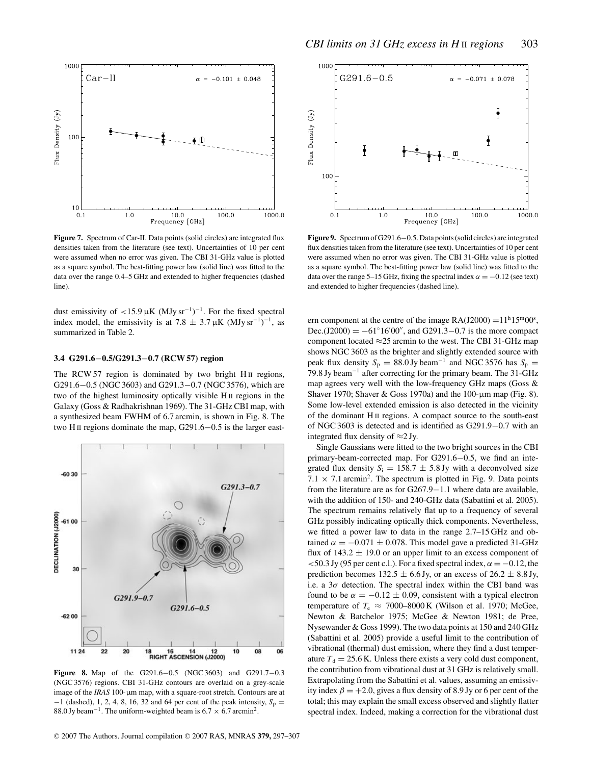**Figure 7.** Spectrum of Car-II. Data points (solid circles) are integrated flux densities taken from the literature (see text). Uncertainties of 10 per cent were assumed when no error was given. The CBI 31-GHz value is plotted as a square symbol. The best-fitting power law (solid line) was fitted to the data over the range 0.4–5 GHz and extended to higher frequencies (dashed line).

dust emissivity of $<15.9\,\mu$K (MJy sr$^{-1}$)$^{-1}$. For the fixed spectral index model, the emissivity is at $7.8 \pm 3.7\,\mu$K (MJy sr$^{-1}$)$^{-1}$, as summarized in Table 2.

### 3.4 G291.6−0.5/G291.3−0.7 (RCW 57) region

The RCW 57 region is dominated by two bright H II regions, G291.6−0.5 (NGC 3603) and G291.3−0.7 (NGC 3576), which are two of the highest luminosity optically visible H II regions in the Galaxy (Goss & Radhakrishnan 1969). The 31-GHz CBI map, with a synthesized beam FWHM of 6.7 arcmin, is shown in Fig. 8. The two H II regions dominate the map, G291.6−0.5 is the larger eastern component at the centre of the image RA(J2000) $= 11^{\rm h}15^{\rm m}00^{\rm s}$, Dec.(J2000) $= -61^{\circ}16'00''$, and G291.3−0.7 is the more compact component located ≈25 arcmin to the west. The CBI 31-GHz map shows NGC 3603 as the brighter and slightly extended source with peak flux density $S_{\rm p} = 88.0$ Jy beam$^{-1}$ and NGC 3576 has $S_{\rm p} = 79.8$ Jy beam$^{-1}$ after correcting for the primary beam. The 31-GHz map agrees very well with the low-frequency GHz maps (Goss & Shaver 1970; Shaver & Goss 1970a) and the 100-μm map (Fig. 8). Some low-level extended emission is also detected in the vicinity of the dominant H II regions. A compact source to the south-east of NGC 3603 is detected and is identified as G291.9−0.7 with an integrated flux density of ≈2 Jy.

**Figure 8.** Map of the G291.6−0.5 (NGC 3603) and G291.7−0.3 (NGC 3576) regions. CBI 31-GHz contours are overlaid on a grey-scale image of the *IRAS* 100-μm map, with a square-root stretch. Contours are at −1 (dashed), 1, 2, 4, 8, 16, 32 and 64 per cent of the peak intensity, $S_{\rm p} = 88.0$ Jy beam$^{-1}$. The uniform-weighted beam is $6.7 \times 6.7$ arcmin$^2$.

**Figure 9.** Spectrum of G291.6−0.5. Data points (solid circles) are integrated flux densities taken from the literature (see text). Uncertainties of 10 per cent were assumed when no error was given. The CBI 31-GHz value is plotted as a square symbol. The best-fitting power law (solid line) was fitted to the data over the range 5–15 GHz, fixing the spectral index $\alpha = -0.12$ (see text) and extended to higher frequencies (dashed line).

Single Gaussians were fitted to the two bright sources in the CBI primary-beam-corrected map. For G291.6−0.5, we find an integrated flux density $S_{\rm i} = 158.7 \pm 5.8$ Jy with a deconvolved size $7.1 \times 7.1$ arcmin$^2$. The spectrum is plotted in Fig. 9. Data points from the literature are as for G267.9−1.1 where data are available, with the addition of 150- and 240-GHz data (Sabattini et al. 2005). The spectrum remains relatively flat up to a frequency of several GHz possibly indicating optically thick components. Nevertheless, we fitted a power law to data in the range 2.7–15 GHz and obtained $\alpha = -0.071 \pm 0.078$. This model gave a predicted 31-GHz flux of $143.2 \pm 19.0$ or an upper limit to an excess component of $<50.3$ Jy (95 per cent c.l.). For a fixed spectral index, $\alpha = -0.12$, the prediction becomes $132.5 \pm 6.6$ Jy, or an excess of $26.2 \pm 8.8$ Jy, i.e. a $3\sigma$ detection. The spectral index within the CBI band was found to be $\alpha = -0.12 \pm 0.09$, consistent with a typical electron temperature of $T_{\rm e} \approx 7000$–$8000$ K (Wilson et al. 1970; McGee, Newton & Batchelor 1975; McGee & Newton 1981; de Pree, Nysewander & Goss 1999). The two data points at 150 and 240 GHz (Sabattini et al. 2005) provide a useful limit to the contribution of vibrational (thermal) dust emission, where they find a dust temperature $T_{\rm d} = 25.6$ K. Unless there exists a very cold dust component, the contribution from vibrational dust at 31 GHz is relatively small. Extrapolating from the Sabattini et al. values, assuming an emissivity index $\beta = +2.0$, gives a flux density of 8.9 Jy or 6 per cent of the total; this may explain the small excess observed and slightly flatter spectral index. Indeed, making a correction for the vibrational dust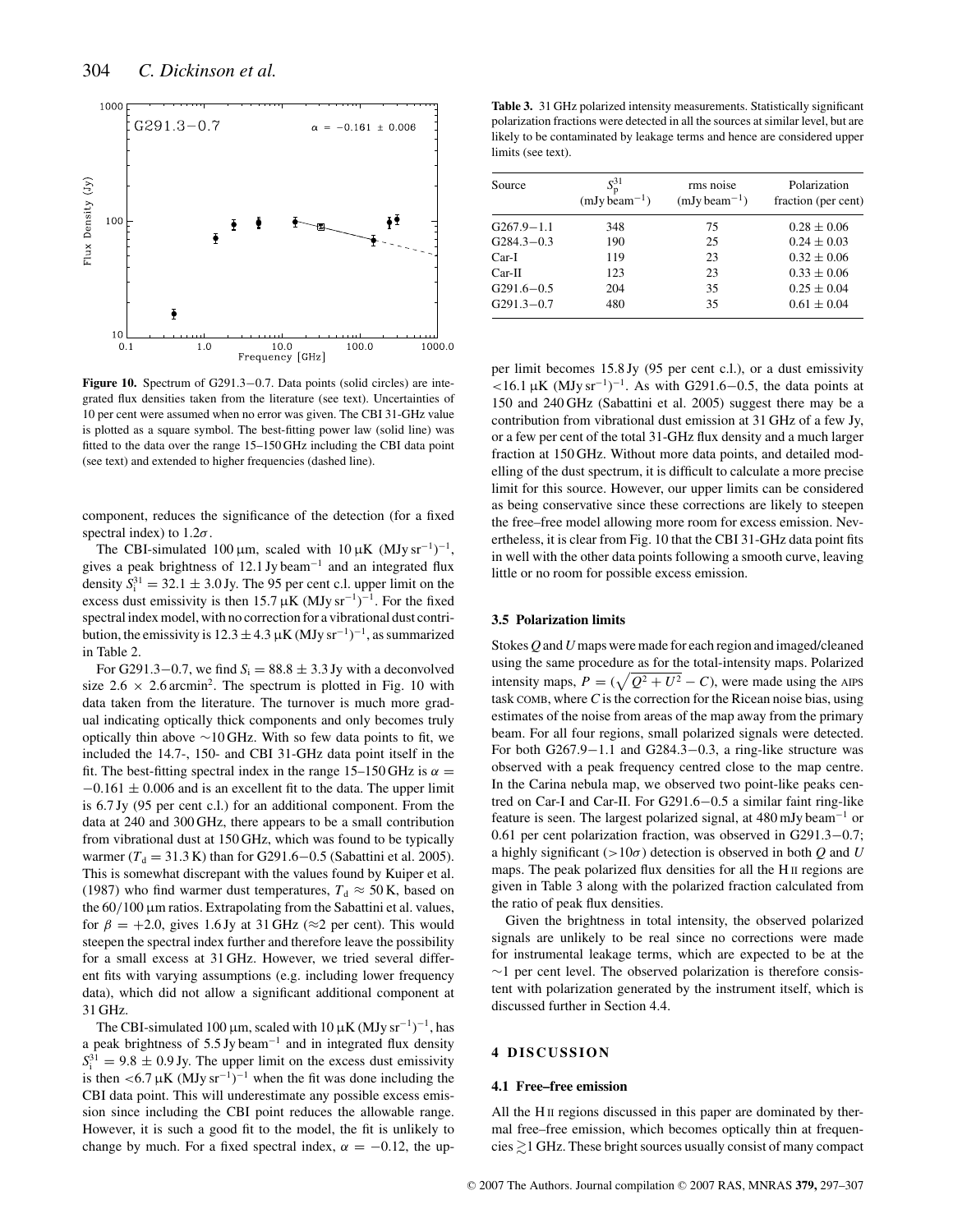Figure 10. Spectrum of G291.3−0.7. Data points (solid circles) are integrated flux densities taken from the literature (see text). Uncertainties of 10 per cent were assumed when no error was given. The CBI 31-GHz value is plotted as a square symbol. The best-fitting power law (solid line) was fitted to the data over the range 15–150 GHz including the CBI data point (see text) and extended to higher frequencies (dashed line).

component, reduces the significance of the detection (for a fixed spectral index) to $1.2\sigma$.

The CBI-simulated 100 μm, scaled with 10 μK (MJy sr$^{-1}$)$^{-1}$, gives a peak brightness of 12.1 Jy beam$^{-1}$ and an integrated flux density $S_i^{31} = 32.1 \pm 3.0$ Jy. The 95 per cent c.l. upper limit on the excess dust emissivity is then 15.7 μK (MJy sr$^{-1}$)$^{-1}$. For the fixed spectral index model, with no correction for a vibrational dust contribution, the emissivity is $12.3 \pm 4.3$ μK (MJy sr$^{-1}$)$^{-1}$, as summarized in Table 2.

For G291.3−0.7, we find $S_i = 88.8 \pm 3.3$ Jy with a deconvolved size $2.6 \times 2.6$ arcmin$^2$. The spectrum is plotted in Fig. 10 with data taken from the literature. The turnover is much more gradual indicating optically thick components and only becomes truly optically thin above ∼10 GHz. With so few data points to fit, we included the 14.7-, 150- and CBI 31-GHz data point itself in the fit. The best-fitting spectral index in the range 15–150 GHz is $\alpha = -0.161 \pm 0.006$ and is an excellent fit to the data. The upper limit is 6.7 Jy (95 per cent c.l.) for an additional component. From the data at 240 and 300 GHz, there appears to be a small contribution from vibrational dust at 150 GHz, which was found to be typically warmer ($T_d = 31.3$ K) than for G291.6−0.5 (Sabattini et al. 2005). This is somewhat discrepant with the values found by Kuiper et al. (1987) who find warmer dust temperatures, $T_d \approx 50$ K, based on the 60/100 μm ratios. Extrapolating from the Sabattini et al. values, for $\beta = +2.0$, gives 1.6 Jy at 31 GHz (≈2 per cent). This would steepen the spectral index further and therefore leave the possibility for a small excess at 31 GHz. However, we tried several different fits with varying assumptions (e.g. including lower frequency data), which did not allow a significant additional component at 31 GHz.

The CBI-simulated 100 μm, scaled with 10 μK (MJy sr$^{-1}$)$^{-1}$, has a peak brightness of 5.5 Jy beam$^{-1}$ and in integrated flux density $S_i^{31} = 9.8 \pm 0.9$ Jy. The upper limit on the excess dust emissivity is then <6.7 μK (MJy sr$^{-1}$)$^{-1}$ when the fit was done including the CBI data point. This will underestimate any possible excess emission since including the CBI point reduces the allowable range. However, it is such a good fit to the model, the fit is unlikely to change by much. For a fixed spectral index, $\alpha = -0.12$, the upper limit becomes 15.8 Jy (95 per cent c.l.), or a dust emissivity <16.1 μK (MJy sr$^{-1}$)$^{-1}$. As with G291.6−0.5, the data points at 150 and 240 GHz (Sabattini et al. 2005) suggest there may be a contribution from vibrational dust emission at 31 GHz of a few Jy, or a few per cent of the total 31-GHz flux density and a much larger fraction at 150 GHz. Without more data points, and detailed modelling of the dust spectrum, it is difficult to calculate a more precise limit for this source. However, our upper limits can be considered as being conservative since these corrections are likely to steepen the free–free model allowing more room for excess emission. Nevertheless, it is clear from Fig. 10 that the CBI 31-GHz data point fits in well with the other data points following a smooth curve, leaving little or no room for possible excess emission.

**Table 3.** 31 GHz polarized intensity measurements. Statistically significant polarization fractions were detected in all the sources at similar level, but are likely to be contaminated by leakage terms and hence are considered upper limits (see text).

| Source | $S_p^{31}$ (mJy beam$^{-1}$) | rms noise (mJy beam$^{-1}$) | Polarization fraction (per cent) |
|---|---|---|---|
| G267.9−1.1 | 348 | 75 | $0.28 \pm 0.06$ |
| G284.3−0.3 | 190 | 25 | $0.24 \pm 0.03$ |
| Car-I | 119 | 23 | $0.32 \pm 0.06$ |
| Car-II | 123 | 23 | $0.33 \pm 0.06$ |
| G291.6−0.5 | 204 | 35 | $0.25 \pm 0.04$ |
| G291.3−0.7 | 480 | 35 | $0.61 \pm 0.04$ |

### 3.5 Polarization limits

Stokes $Q$ and $U$ maps were made for each region and imaged/cleaned using the same procedure as for the total-intensity maps. Polarized intensity maps, $P = (\sqrt{Q^2 + U^2} - C)$, were made using the AIPS task COMB, where $C$ is the correction for the Ricean noise bias, using estimates of the noise from areas of the map away from the primary beam. For all four regions, small polarized signals were detected. For both G267.9−1.1 and G284.3−0.3, a ring-like structure was observed with a peak frequency centred close to the map centre. In the Carina nebula map, we observed two point-like peaks centred on Car-I and Car-II. For G291.6−0.5 a similar faint ring-like feature is seen. The largest polarized signal, at 480 mJy beam$^{-1}$ or 0.61 per cent polarization fraction, was observed in G291.3−0.7; a highly significant (>10$\sigma$) detection is observed in both $Q$ and $U$ maps. The peak polarized flux densities for all the H II regions are given in Table 3 along with the polarized fraction calculated from the ratio of peak flux densities.

Given the brightness in total intensity, the observed polarized signals are unlikely to be real since no corrections were made for instrumental leakage terms, which are expected to be at the ∼1 per cent level. The observed polarization is therefore consistent with polarization generated by the instrument itself, which is discussed further in Section 4.4.

## 4 DISCUSSION

### 4.1 Free–free emission

All the H II regions discussed in this paper are dominated by thermal free–free emission, which becomes optically thin at frequencies $\gtrsim$1 GHz. These bright sources usually consist of many compact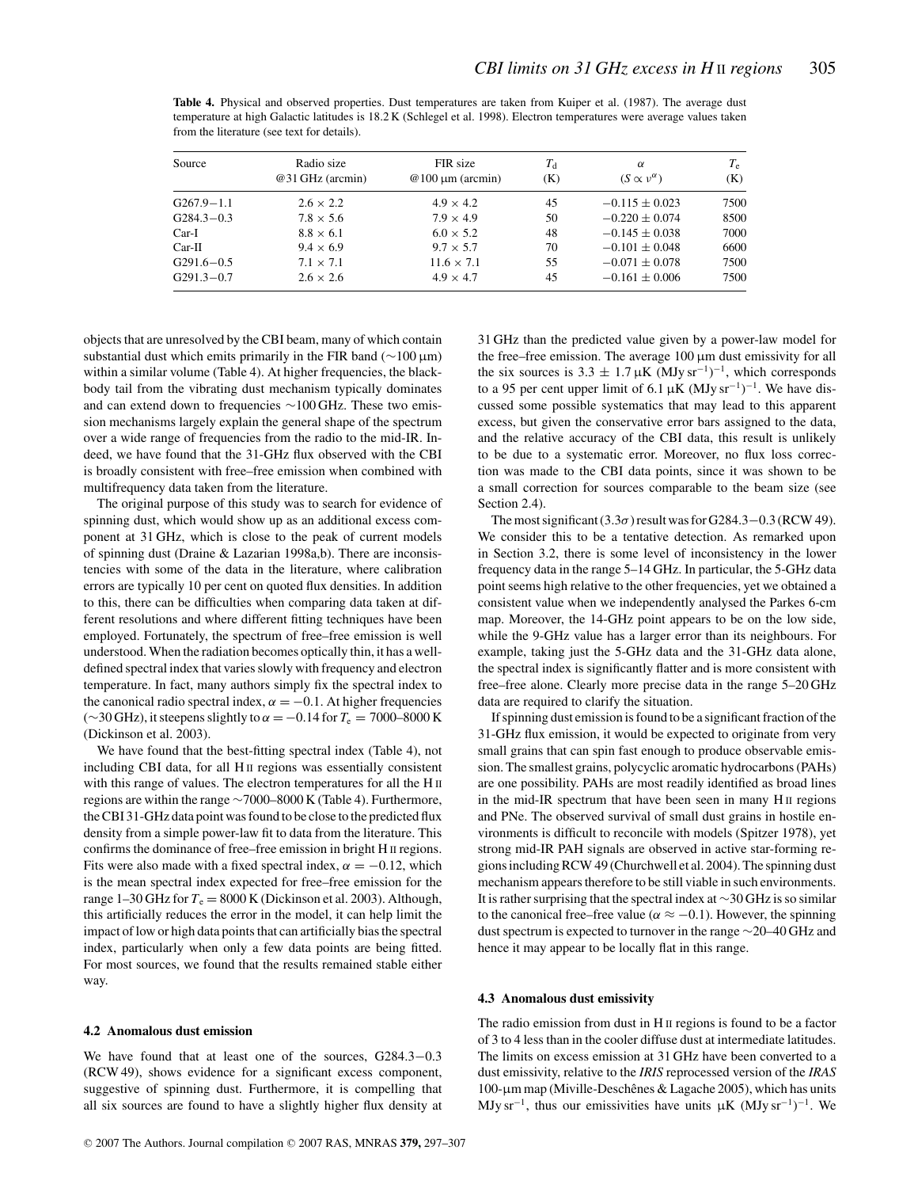**Table 4.** Physical and observed properties. Dust temperatures are taken from Kuiper et al. (1987). The average dust temperature at high Galactic latitudes is 18.2 K (Schlegel et al. 1998). Electron temperatures were average values taken from the literature (see text for details).

| Source | Radio size @31 GHz (arcmin) | FIR size @100 μm (arcmin) | $T_{\rm d}$ (K) | $\alpha$ ($S \propto \nu^{\alpha}$) | $T_{\rm e}$ (K) |
|---|---|---|---|---|---|
| G267.9−1.1 | 2.6 × 2.2 | 4.9 × 4.2 | 45 | −0.115 ± 0.023 | 7500 |
| G284.3−0.3 | 7.8 × 5.6 | 7.9 × 4.9 | 50 | −0.220 ± 0.074 | 8500 |
| Car-I | 8.8 × 6.1 | 6.0 × 5.2 | 48 | −0.145 ± 0.038 | 7000 |
| Car-II | 9.4 × 6.9 | 9.7 × 5.7 | 70 | −0.101 ± 0.048 | 6600 |
| G291.6−0.5 | 7.1 × 7.1 | 11.6 × 7.1 | 55 | −0.071 ± 0.078 | 7500 |
| G291.3−0.7 | 2.6 × 2.6 | 4.9 × 4.7 | 45 | −0.161 ± 0.006 | 7500 |

objects that are unresolved by the CBI beam, many of which contain substantial dust which emits primarily in the FIR band (∼100 μm) within a similar volume (Table 4). At higher frequencies, the blackbody tail from the vibrating dust mechanism typically dominates and can extend down to frequencies ∼100 GHz. These two emission mechanisms largely explain the general shape of the spectrum over a wide range of frequencies from the radio to the mid-IR. Indeed, we have found that the 31-GHz flux observed with the CBI is broadly consistent with free–free emission when combined with multifrequency data taken from the literature.

The original purpose of this study was to search for evidence of spinning dust, which would show up as an additional excess component at 31 GHz, which is close to the peak of current models of spinning dust (Draine & Lazarian 1998a,b). There are inconsistencies with some of the data in the literature, where calibration errors are typically 10 per cent on quoted flux densities. In addition to this, there can be difficulties when comparing data taken at different resolutions and where different fitting techniques have been employed. Fortunately, the spectrum of free–free emission is well understood. When the radiation becomes optically thin, it has a well-defined spectral index that varies slowly with frequency and electron temperature. In fact, many authors simply fix the spectral index to the canonical radio spectral index, $\alpha = -0.1$. At higher frequencies (∼30 GHz), it steepens slightly to $\alpha = -0.14$ for $T_{\rm e} = 7000$–8000 K (Dickinson et al. 2003).

We have found that the best-fitting spectral index (Table 4), not including CBI data, for all H II regions was essentially consistent with this range of values. The electron temperatures for all the H II regions are within the range ∼7000–8000 K (Table 4). Furthermore, the CBI 31-GHz data point was found to be close to the predicted flux density from a simple power-law fit to data from the literature. This confirms the dominance of free–free emission in bright H II regions. Fits were also made with a fixed spectral index, $\alpha = -0.12$, which is the mean spectral index expected for free–free emission for the range 1–30 GHz for $T_{\rm e} = 8000$ K (Dickinson et al. 2003). Although, this artificially reduces the error in the model, it can help limit the impact of low or high data points that can artificially bias the spectral index, particularly when only a few data points are being fitted. For most sources, we found that the results remained stable either way.

### 4.2 Anomalous dust emission

We have found that at least one of the sources, G284.3−0.3 (RCW 49), shows evidence for a significant excess component, suggestive of spinning dust. Furthermore, it is compelling that all six sources are found to have a slightly higher flux density at 31 GHz than the predicted value given by a power-law model for the free–free emission. The average 100 μm dust emissivity for all the six sources is $3.3 \pm 1.7\,\mu$K (MJy sr$^{-1}$)$^{-1}$, which corresponds to a 95 per cent upper limit of $6.1\,\mu$K (MJy sr$^{-1}$)$^{-1}$. We have discussed some possible systematics that may lead to this apparent excess, but given the conservative error bars assigned to the data, and the relative accuracy of the CBI data, this result is unlikely to be due to a systematic error. Moreover, no flux loss correction was made to the CBI data points, since it was shown to be a small correction for sources comparable to the beam size (see Section 2.4).

The most significant (3.3$\sigma$) result was for G284.3−0.3 (RCW 49). We consider this to be a tentative detection. As remarked upon in Section 3.2, there is some level of inconsistency in the lower frequency data in the range 5–14 GHz. In particular, the 5-GHz data point seems high relative to the other frequencies, yet we obtained a consistent value when we independently analysed the Parkes 6-cm map. Moreover, the 14-GHz point appears to be on the low side, while the 9-GHz value has a larger error than its neighbours. For example, taking just the 5-GHz data and the 31-GHz data alone, the spectral index is significantly flatter and is more consistent with free–free alone. Clearly more precise data in the range 5–20 GHz data are required to clarify the situation.

If spinning dust emission is found to be a significant fraction of the 31-GHz flux emission, it would be expected to originate from very small grains that can spin fast enough to produce observable emission. The smallest grains, polycyclic aromatic hydrocarbons (PAHs) are one possibility. PAHs are most readily identified as broad lines in the mid-IR spectrum that have been seen in many H II regions and PNe. The observed survival of small dust grains in hostile environments is difficult to reconcile with models (Spitzer 1978), yet strong mid-IR PAH signals are observed in active star-forming regions including RCW 49 (Churchwell et al. 2004). The spinning dust mechanism appears therefore to be still viable in such environments. It is rather surprising that the spectral index at ∼30 GHz is so similar to the canonical free–free value ($\alpha \approx -0.1$). However, the spinning dust spectrum is expected to turnover in the range ∼20–40 GHz and hence it may appear to be locally flat in this range.

### 4.3 Anomalous dust emissivity

The radio emission from dust in H II regions is found to be a factor of 3 to 4 less than in the cooler diffuse dust at intermediate latitudes. The limits on excess emission at 31 GHz have been converted to a dust emissivity, relative to the *IRIS* reprocessed version of the *IRAS* 100-μm map (Miville-Deschênes & Lagache 2005), which has units MJy sr$^{-1}$, thus our emissivities have units μK (MJy sr$^{-1}$)$^{-1}$. We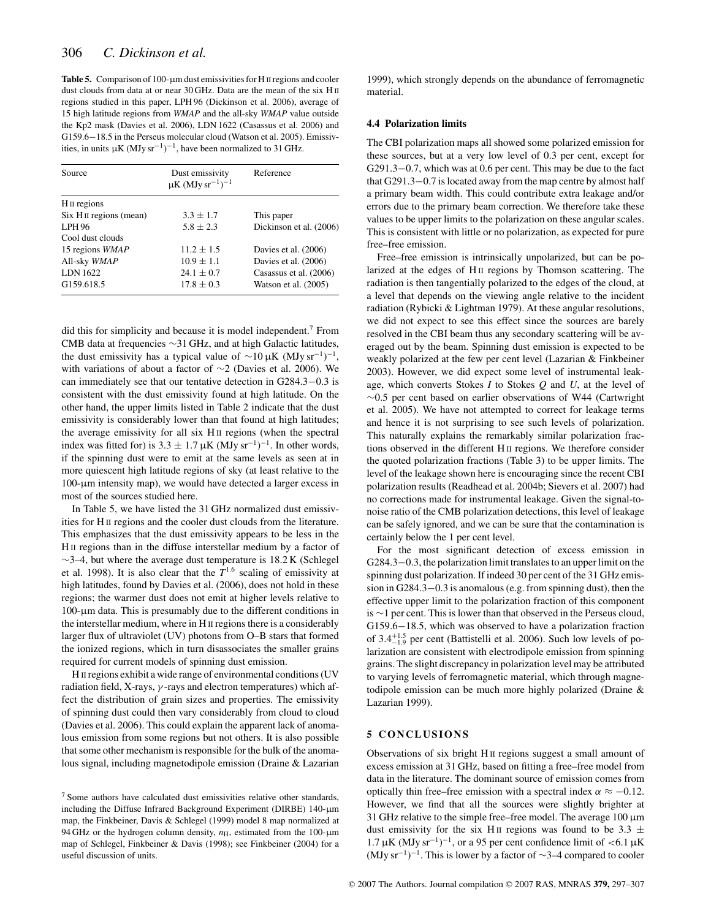**Table 5.** Comparison of 100-μm dust emissivities for H II regions and cooler dust clouds from data at or near 30 GHz. Data are the mean of the six H II regions studied in this paper, LPH 96 (Dickinson et al. 2006), average of 15 high latitude regions from *WMAP* and the all-sky *WMAP* value outside the Kp2 mask (Davies et al. 2006), LDN 1622 (Casassus et al. 2006) and G159.6−18.5 in the Perseus molecular cloud (Watson et al. 2005). Emissivities, in units μK (MJy sr$^{-1}$)$^{-1}$, have been normalized to 31 GHz.

| Source | Dust emissivity μK (MJy sr$^{-1}$)$^{-1}$ | Reference |
|---|---|---|
| H II regions | | |
| Six H II regions (mean) | $3.3 \pm 1.7$ | This paper |
| LPH 96 | $5.8 \pm 2.3$ | Dickinson et al. (2006) |
| Cool dust clouds | | |
| 15 regions *WMAP* | $11.2 \pm 1.5$ | Davies et al. (2006) |
| All-sky *WMAP* | $10.9 \pm 1.1$ | Davies et al. (2006) |
| LDN 1622 | $24.1 \pm 0.7$ | Casassus et al. (2006) |
| G159.618.5 | $17.8 \pm 0.3$ | Watson et al. (2005) |

did this for simplicity and because it is model independent.[7] From CMB data at frequencies ∼31 GHz, and at high Galactic latitudes, the dust emissivity has a typical value of ∼10 μK (MJy sr$^{-1}$)$^{-1}$, with variations of about a factor of ∼2 (Davies et al. 2006). We can immediately see that our tentative detection in G284.3−0.3 is consistent with the dust emissivity found at high latitude. On the other hand, the upper limits listed in Table 2 indicate that the dust emissivity is considerably lower than that found at high latitudes; the average emissivity for all six H II regions (when the spectral index was fitted for) is $3.3 \pm 1.7$ μK (MJy sr$^{-1}$)$^{-1}$. In other words, if the spinning dust were to emit at the same levels as seen at in more quiescent high latitude regions of sky (at least relative to the 100-μm intensity map), we would have detected a larger excess in most of the sources studied here.

In Table 5, we have listed the 31 GHz normalized dust emissivities for H II regions and the cooler dust clouds from the literature. This emphasizes that the dust emissivity appears to be less in the H II regions than in the diffuse interstellar medium by a factor of ∼3–4, but where the average dust temperature is 18.2 K (Schlegel et al. 1998). It is also clear that the $T^{1.6}$ scaling of emissivity at high latitudes, found by Davies et al. (2006), does not hold in these regions; the warmer dust does not emit at higher levels relative to 100-μm data. This is presumably due to the different conditions in the interstellar medium, where in H II regions there is a considerably larger flux of ultraviolet (UV) photons from O–B stars that formed the ionized regions, which in turn disassociates the smaller grains required for current models of spinning dust emission.

H II regions exhibit a wide range of environmental conditions (UV radiation field, X-rays, $\gamma$-rays and electron temperatures) which affect the distribution of grain sizes and properties. The emissivity of spinning dust could then vary considerably from cloud to cloud (Davies et al. 2006). This could explain the apparent lack of anomalous emission from some regions but not others. It is also possible that some other mechanism is responsible for the bulk of the anomalous signal, including magnetodipole emission (Draine & Lazarian 1999), which strongly depends on the abundance of ferromagnetic material.

[7] Some authors have calculated dust emissivities relative other standards, including the Diffuse Infrared Background Experiment (DIRBE) 140-μm map, the Finkbeiner, Davis & Schlegel (1999) model 8 map normalized at 94 GHz or the hydrogen column density, $n_{\rm H}$, estimated from the 100-μm map of Schlegel, Finkbeiner & Davis (1998); see Finkbeiner (2004) for a useful discussion of units.

### 4.4 Polarization limits

The CBI polarization maps all showed some polarized emission for these sources, but at a very low level of 0.3 per cent, except for G291.3−0.7, which was at 0.6 per cent. This may be due to the fact that G291.3−0.7 is located away from the map centre by almost half a primary beam width. This could contribute extra leakage and/or errors due to the primary beam correction. We therefore take these values to be upper limits to the polarization on these angular scales. This is consistent with little or no polarization, as expected for pure free–free emission.

Free–free emission is intrinsically unpolarized, but can be polarized at the edges of H II regions by Thomson scattering. The radiation is then tangentially polarized to the edges of the cloud, at a level that depends on the viewing angle relative to the incident radiation (Rybicki & Lightman 1979). At these angular resolutions, we did not expect to see this effect since the sources are barely resolved in the CBI beam thus any secondary scattering will be averaged out by the beam. Spinning dust emission is expected to be weakly polarized at the few per cent level (Lazarian & Finkbeiner 2003). However, we did expect some level of instrumental leakage, which converts Stokes $I$ to Stokes $Q$ and $U$, at the level of ∼0.5 per cent based on earlier observations of W44 (Cartwright et al. 2005). We have not attempted to correct for leakage terms and hence it is not surprising to see such levels of polarization. This naturally explains the remarkably similar polarization fractions observed in the different H II regions. We therefore consider the quoted polarization fractions (Table 3) to be upper limits. The level of the leakage shown here is encouraging since the recent CBI polarization results (Readhead et al. 2004b; Sievers et al. 2007) had no corrections made for instrumental leakage. Given the signal-to-noise ratio of the CMB polarization detections, this level of leakage can be safely ignored, and we can be sure that the contamination is certainly below the 1 per cent level.

For the most significant detection of excess emission in G284.3−0.3, the polarization limit translates to an upper limit on the spinning dust polarization. If indeed 30 per cent of the 31 GHz emission in G284.3−0.3 is anomalous (e.g. from spinning dust), then the effective upper limit to the polarization fraction of this component is ∼1 per cent. This is lower than that observed in the Perseus cloud, G159.6−18.5, which was observed to have a polarization fraction of $3.4^{+1.5}_{-1.9}$ per cent (Battistelli et al. 2006). Such low levels of polarization are consistent with electrodipole emission from spinning grains. The slight discrepancy in polarization level may be attributed to varying levels of ferromagnetic material, which through magnetodipole emission can be much more highly polarized (Draine & Lazarian 1999).

## 5 CONCLUSIONS

Observations of six bright H II regions suggest a small amount of excess emission at 31 GHz, based on fitting a free–free model from data in the literature. The dominant source of emission comes from optically thin free–free emission with a spectral index $\alpha \approx -0.12$. However, we find that all the sources were slightly brighter at 31 GHz relative to the simple free–free model. The average 100 μm dust emissivity for the six H II regions was found to be $3.3 \pm 1.7$ μK (MJy sr$^{-1}$)$^{-1}$, or a 95 per cent confidence limit of $<6.1$ μK (MJy sr$^{-1}$)$^{-1}$. This is lower by a factor of ∼3–4 compared to cooler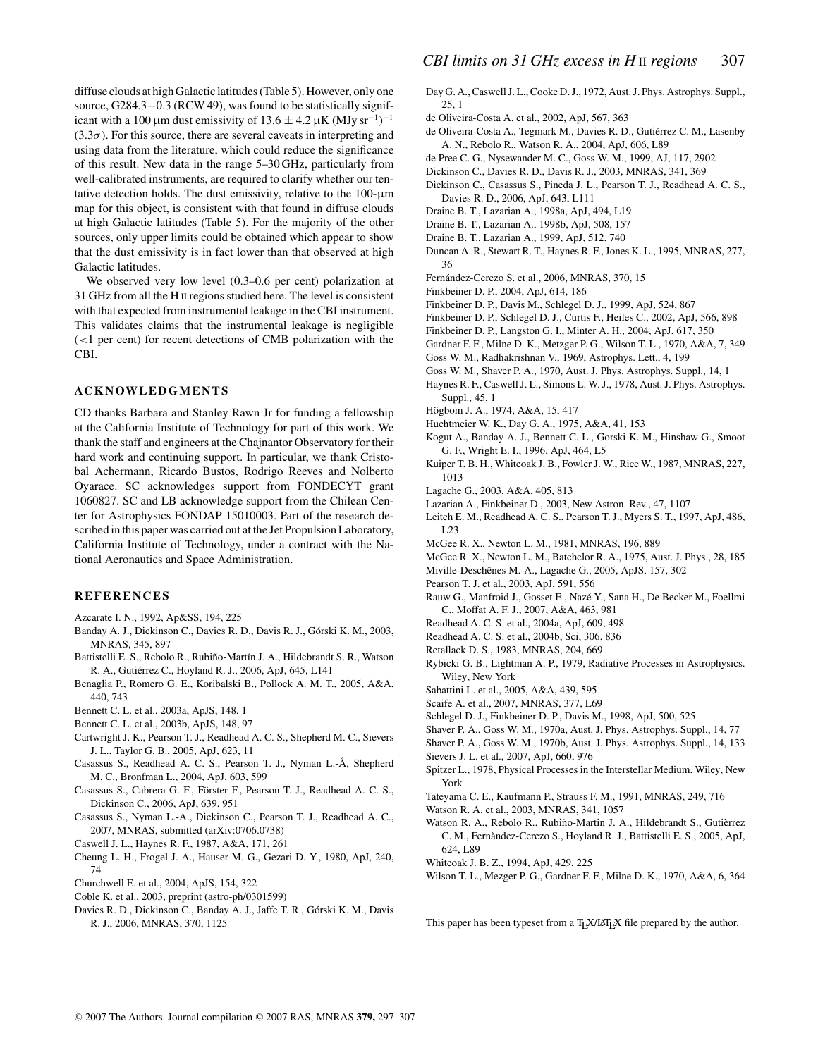diffuse clouds at high Galactic latitudes (Table 5). However, only one source, G284.3−0.3 (RCW 49), was found to be statistically significant with a 100 μm dust emissivity of $13.6 \pm 4.2\,\mu$K (MJy sr$^{-1}$)$^{-1}$ ($3.3\sigma$). For this source, there are several caveats in interpreting and using data from the literature, which could reduce the significance of this result. New data in the range 5–30 GHz, particularly from well-calibrated instruments, are required to clarify whether our tentative detection holds. The dust emissivity, relative to the 100-μm map for this object, is consistent with that found in diffuse clouds at high Galactic latitudes (Table 5). For the majority of the other sources, only upper limits could be obtained which appear to show that the dust emissivity is in fact lower than that observed at high Galactic latitudes.

We observed very low level (0.3–0.6 per cent) polarization at 31 GHz from all the H II regions studied here. The level is consistent with that expected from instrumental leakage in the CBI instrument. This validates claims that the instrumental leakage is negligible (<1 per cent) for recent detections of CMB polarization with the CBI.

## ACKNOWLEDGMENTS

CD thanks Barbara and Stanley Rawn Jr for funding a fellowship at the California Institute of Technology for part of this work. We thank the staff and engineers at the Chajnantor Observatory for their hard work and continuing support. In particular, we thank Cristobal Achermann, Ricardo Bustos, Rodrigo Reeves and Nolberto Oyarace. SC acknowledges support from FONDECYT grant 1060827. SC and LB acknowledge support from the Chilean Center for Astrophysics FONDAP 15010003. Part of the research described in this paper was carried out at the Jet Propulsion Laboratory, California Institute of Technology, under a contract with the National Aeronautics and Space Administration.

## REFERENCES

Azcarate I. N., 1992, Ap&SS, 194, 225
Banday A. J., Dickinson C., Davies R. D., Davis R. J., Górski K. M., 2003, MNRAS, 345, 897
Battistelli E. S., Rebolo R., Rubiño-Martín J. A., Hildebrandt S. R., Watson R. A., Gutiérrez C., Hoyland R. J., 2006, ApJ, 645, L141
Benaglia P., Romero G. E., Koribalski B., Pollock A. M. T., 2005, A&A, 440, 743
Bennett C. L. et al., 2003a, ApJS, 148, 1
Bennett C. L. et al., 2003b, ApJS, 148, 97
Cartwright J. K., Pearson T. J., Readhead A. C. S., Shepherd M. C., Sievers J. L., Taylor G. B., 2005, ApJ, 623, 11
Casassus S., Readhead A. C. S., Pearson T. J., Nyman L.-Å, Shepherd M. C., Bronfman L., 2004, ApJ, 603, 599
Casassus S., Cabrera G. F., Förster F., Pearson T. J., Readhead A. C. S., Dickinson C., 2006, ApJ, 639, 951
Casassus S., Nyman L.-A., Dickinson C., Pearson T. J., Readhead A. C., 2007, MNRAS, submitted (arXiv:0706.0738)
Caswell J. L., Haynes R. F., 1987, A&A, 171, 261
Cheung L. H., Frogel J. A., Hauser M. G., Gezari D. Y., 1980, ApJ, 240, 74
Churchwell E. et al., 2004, ApJS, 154, 322
Coble K. et al., 2003, preprint (astro-ph/0301599)
Davies R. D., Dickinson C., Banday A. J., Jaffe T. R., Górski K. M., Davis R. J., 2006, MNRAS, 370, 1125
Day G. A., Caswell J. L., Cooke D. J., 1972, Aust. J. Phys. Astrophys. Suppl., 25, 1
de Oliveira-Costa A. et al., 2002, ApJ, 567, 363
de Oliveira-Costa A., Tegmark M., Davies R. D., Gutiérrez C. M., Lasenby A. N., Rebolo R., Watson R. A., 2004, ApJ, 606, L89
de Pree C. G., Nysewander M. C., Goss W. M., 1999, AJ, 117, 2902
Dickinson C., Davies R. D., Davis R. J., 2003, MNRAS, 341, 369
Dickinson C., Casassus S., Pineda J. L., Pearson T. J., Readhead A. C. S., Davies R. D., 2006, ApJ, 643, L111
Draine B. T., Lazarian A., 1998a, ApJ, 494, L19
Draine B. T., Lazarian A., 1998b, ApJ, 508, 157
Draine B. T., Lazarian A., 1999, ApJ, 512, 740
Duncan A. R., Stewart R. T., Haynes R. F., Jones K. L., 1995, MNRAS, 277, 36
Fernández-Cerezo S. et al., 2006, MNRAS, 370, 15
Finkbeiner D. P., 2004, ApJ, 614, 186
Finkbeiner D. P., Davis M., Schlegel D. J., 1999, ApJ, 524, 867
Finkbeiner D. P., Schlegel D. J., Curtis F., Heiles C., 2002, ApJ, 566, 898
Finkbeiner D. P., Langston G. I., Minter A. H., 2004, ApJ, 617, 350
Gardner F. F., Milne D. K., Metzger P. G., Wilson T. L., 1970, A&A, 7, 349
Goss W. M., Radhakrishnan V., 1969, Astrophys. Lett., 4, 199
Goss W. M., Shaver P. A., 1970, Aust. J. Phys. Astrophys. Suppl., 14, 1
Haynes R. F., Caswell J. L., Simons L. W. J., 1978, Aust. J. Phys. Astrophys. Suppl., 45, 1
Högbom J. A., 1974, A&A, 15, 417
Huchtmeier W. K., Day G. A., 1975, A&A, 41, 153
Kogut A., Banday A. J., Bennett C. L., Gorski K. M., Hinshaw G., Smoot G. F., Wright E. I., 1996, ApJ, 464, L5
Kuiper T. B. H., Whiteoak J. B., Fowler J. W., Rice W., 1987, MNRAS, 227, 1013
Lagache G., 2003, A&A, 405, 813
Lazarian A., Finkbeiner D., 2003, New Astron. Rev., 47, 1107
Leitch E. M., Readhead A. C. S., Pearson T. J., Myers S. T., 1997, ApJ, 486, L23
McGee R. X., Newton L. M., 1981, MNRAS, 196, 889
McGee R. X., Newton L. M., Batchelor R. A., 1975, Aust. J. Phys., 28, 185
Miville-Deschênes M.-A., Lagache G., 2005, ApJS, 157, 302
Pearson T. J. et al., 2003, ApJ, 591, 556
Rauw G., Manfroid J., Gosset E., Nazé Y., Sana H., De Becker M., Foellmi C., Moffat A. F. J., 2007, A&A, 463, 981
Readhead A. C. S. et al., 2004a, ApJ, 609, 498
Readhead A. C. S. et al., 2004b, Sci, 306, 836
Retallack D. S., 1983, MNRAS, 204, 669
Rybicki G. B., Lightman A. P., 1979, Radiative Processes in Astrophysics. Wiley, New York
Sabattini L. et al., 2005, A&A, 439, 595
Scaife A. et al., 2007, MNRAS, 377, L69
Schlegel D. J., Finkbeiner D. P., Davis M., 1998, ApJ, 500, 525
Shaver P. A., Goss W. M., 1970a, Aust. J. Phys. Astrophys. Suppl., 14, 77
Shaver P. A., Goss W. M., 1970b, Aust. J. Phys. Astrophys. Suppl., 14, 133
Sievers J. L. et al., 2007, ApJ, 660, 976
Spitzer L., 1978, Physical Processes in the Interstellar Medium. Wiley, New York
Tateyama C. E., Kaufmann P., Strauss F. M., 1991, MNRAS, 249, 716
Watson R. A. et al., 2003, MNRAS, 341, 1057
Watson R. A., Rebolo R., Rubiño-Martin J. A., Hildebrandt S., Gutièrrez C. M., Fernàndez-Cerezo S., Hoyland R. J., Battistelli E. S., 2005, ApJ, 624, L89
Whiteoak J. B. Z., 1994, ApJ, 429, 225
Wilson T. L., Mezger P. G., Gardner F. F., Milne D. K., 1970, A&A, 6, 364

This paper has been typeset from a TEX/LATEX file prepared by the author.